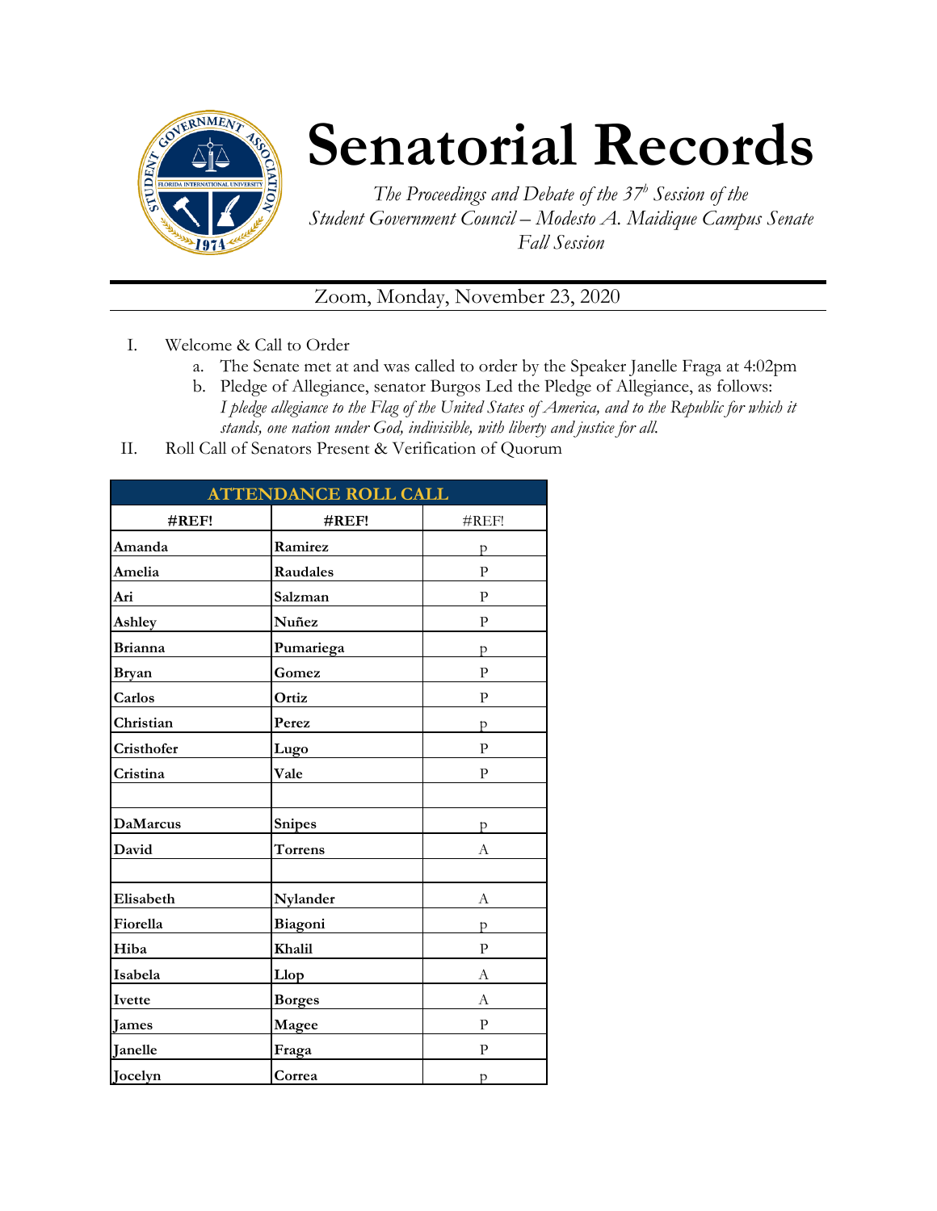# Senatorial Records

*The Proceedings and Debate of the 37[b] Session of the Student Government Council – Modesto A. Maidique Campus Senate Fall Session*

Zoom, Monday, November 23, 2020

I. Welcome & Call to Order
   a. The Senate met at and was called to order by the Speaker Janelle Fraga at 4:02pm
   b. Pledge of Allegiance, senator Burgos Led the Pledge of Allegiance, as follows: *I pledge allegiance to the Flag of the United States of America, and to the Republic for which it stands, one nation under God, indivisible, with liberty and justice for all.*

II. Roll Call of Senators Present & Verification of Quorum

| ATTENDANCE ROLL CALL | | |
|---|---|---|
| **#REF!** | **#REF!** | #REF! |
| **Amanda** | **Ramirez** | p |
| **Amelia** | **Raudales** | P |
| **Ari** | **Salzman** | P |
| **Ashley** | **Nuñez** | P |
| **Brianna** | **Pumariega** | p |
| **Bryan** | **Gomez** | P |
| **Carlos** | **Ortiz** | P |
| **Christian** | **Perez** | p |
| **Cristhofer** | **Lugo** | P |
| **Cristina** | **Vale** | P |
| | | |
| **DaMarcus** | **Snipes** | p |
| **David** | **Torrens** | A |
| | | |
| **Elisabeth** | **Nylander** | A |
| **Fiorella** | **Biagoni** | p |
| **Hiba** | **Khalil** | P |
| **Isabela** | **Llop** | A |
| **Ivette** | **Borges** | A |
| **James** | **Magee** | P |
| **Janelle** | **Fraga** | P |
| **Jocelyn** | **Correa** | p |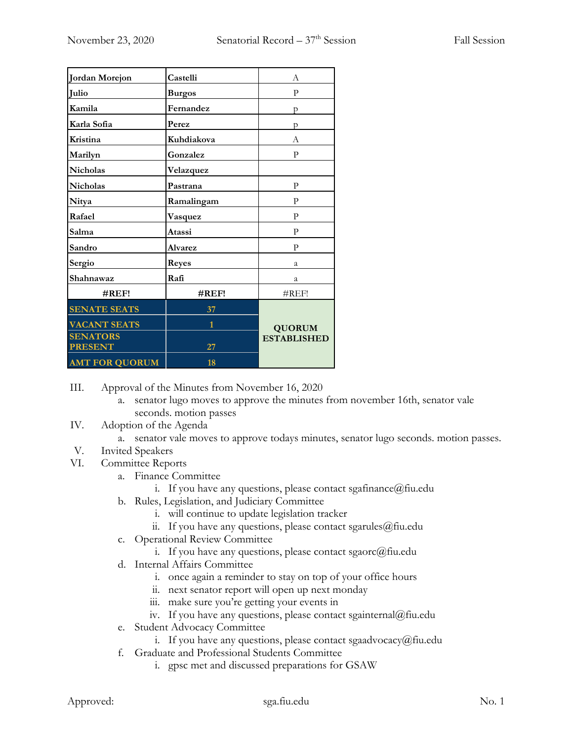| Jordan Morejon | Castelli | A |
|---|---|---|
| Julio | Burgos | P |
| Kamila | Fernandez | p |
| Karla Sofia | Perez | p |
| Kristina | Kuhdiakova | A |
| Marilyn | Gonzalez | P |
| Nicholas | Velazquez | |
| Nicholas | Pastrana | P |
| Nitya | Ramalingam | P |
| Rafael | Vasquez | P |
| Salma | Atassi | P |
| Sandro | Alvarez | P |
| Sergio | Reyes | a |
| Shahnawaz | Rafi | a |
| **#REF!** | **#REF!** | #REF! |
| **SENATE SEATS** | **37** | **QUORUM ESTABLISHED** |
| **VACANT SEATS** | **1** | |
| **SENATORS PRESENT** | **27** | |
| **AMT FOR QUORUM** | **18** | |

III. Approval of the Minutes from November 16, 2020
  a. senator lugo moves to approve the minutes from november 16th, senator vale seconds. motion passes

IV. Adoption of the Agenda
  a. senator vale moves to approve todays minutes, senator lugo seconds. motion passes.

V. Invited Speakers

VI. Committee Reports
  a. Finance Committee
    i. If you have any questions, please contact sgafinance@fiu.edu
  b. Rules, Legislation, and Judiciary Committee
    i. will continue to update legislation tracker
    ii. If you have any questions, please contact sgarules@fiu.edu
  c. Operational Review Committee
    i. If you have any questions, please contact sgaorc@fiu.edu
  d. Internal Affairs Committee
    i. once again a reminder to stay on top of your office hours
    ii. next senator report will open up next monday
    iii. make sure you're getting your events in
    iv. If you have any questions, please contact sgainternal@fiu.edu
  e. Student Advocacy Committee
    i. If you have any questions, please contact sgaadvocacy@fiu.edu
  f. Graduate and Professional Students Committee
    i. gpsc met and discussed preparations for GSAW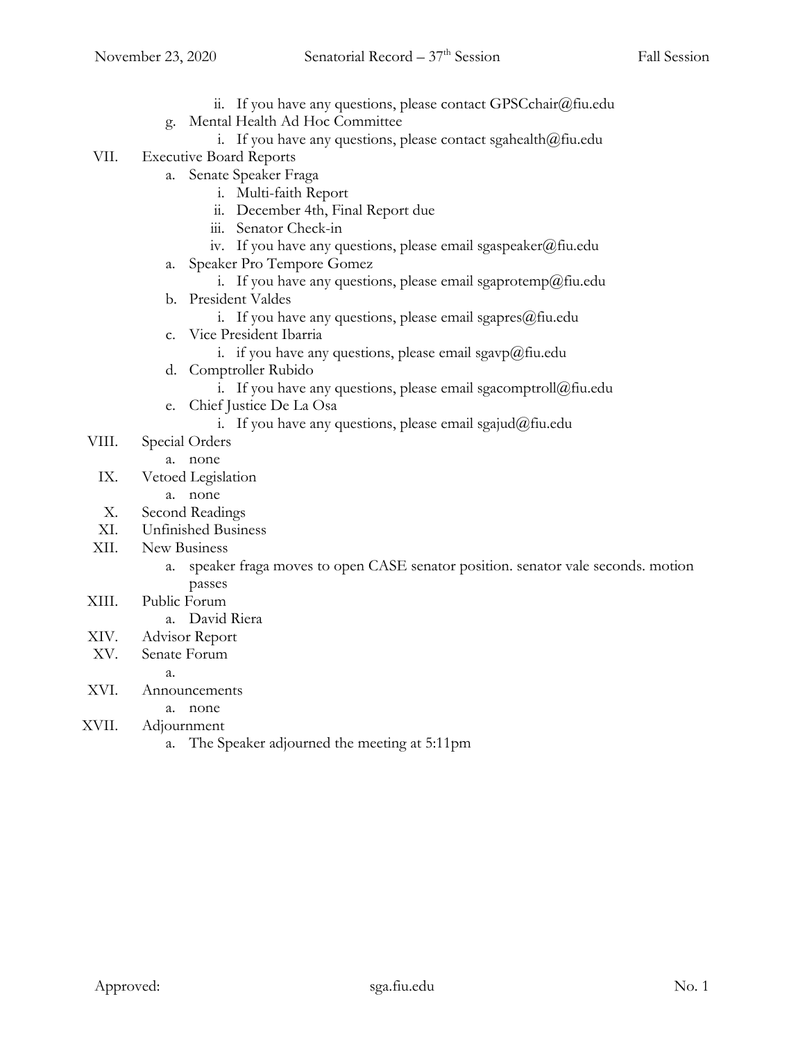- ii. If you have any questions, please contact GPSCchair@fiu.edu
  - g. Mental Health Ad Hoc Committee
    - i. If you have any questions, please contact sgahealth@fiu.edu

VII. Executive Board Reports
  - a. Senate Speaker Fraga
    - i. Multi-faith Report
    - ii. December 4th, Final Report due
    - iii. Senator Check-in
    - iv. If you have any questions, please email sgaspeaker@fiu.edu
  - a. Speaker Pro Tempore Gomez
    - i. If you have any questions, please email sgaprotemp@fiu.edu
  - b. President Valdes
    - i. If you have any questions, please email sgapres@fiu.edu
  - c. Vice President Ibarria
    - i. if you have any questions, please email sgavp@fiu.edu
  - d. Comptroller Rubido
    - i. If you have any questions, please email sgacomptroll@fiu.edu
  - e. Chief Justice De La Osa
    - i. If you have any questions, please email sgajud@fiu.edu

VIII. Special Orders
  - a. none

IX. Vetoed Legislation
  - a. none

X. Second Readings

XI. Unfinished Business

XII. New Business
  - a. speaker fraga moves to open CASE senator position. senator vale seconds. motion passes

XIII. Public Forum
  - a. David Riera

XIV. Advisor Report

XV. Senate Forum
  - a.

XVI. Announcements
  - a. none

XVII. Adjournment
  - a. The Speaker adjourned the meeting at 5:11pm

Approved: